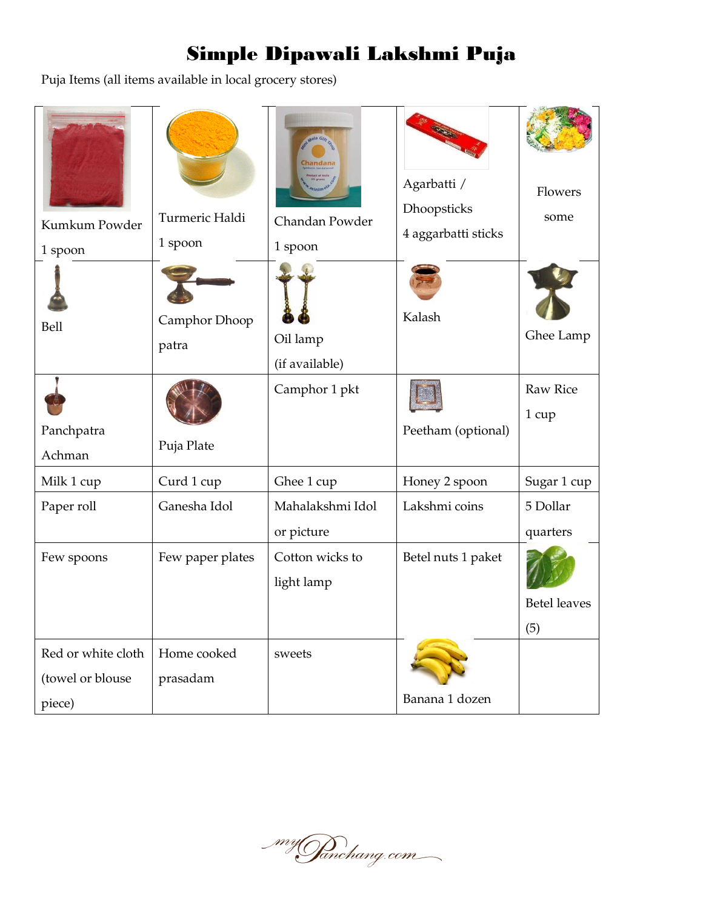# Simple Dipawali Lakshmi Puja

Puja Items (all items available in local grocery stores)

| | | | | |
|---|---|---|---|---|
| Kumkum Powder 1 spoon | Turmeric Haldi 1 spoon | Chandan Powder 1 spoon | Agarbatti / Dhoopsticks 4 aggarbatti sticks | Flowers some |
| Bell | Camphor Dhoop patra | Oil lamp (if available) | Kalash | Ghee Lamp |
| Panchpatra Achman | Puja Plate | Camphor 1 pkt | Peetham (optional) | Raw Rice 1 cup |
| Milk 1 cup | Curd 1 cup | Ghee 1 cup | Honey 2 spoon | Sugar 1 cup |
| Paper roll | Ganesha Idol | Mahalakshmi Idol or picture | Lakshmi coins | 5 Dollar quarters |
| Few spoons | Few paper plates | Cotton wicks to light lamp | Betel nuts 1 paket | Betel leaves (5) |
| Red or white cloth (towel or blouse piece) | Home cooked prasadam | sweets | Banana 1 dozen | |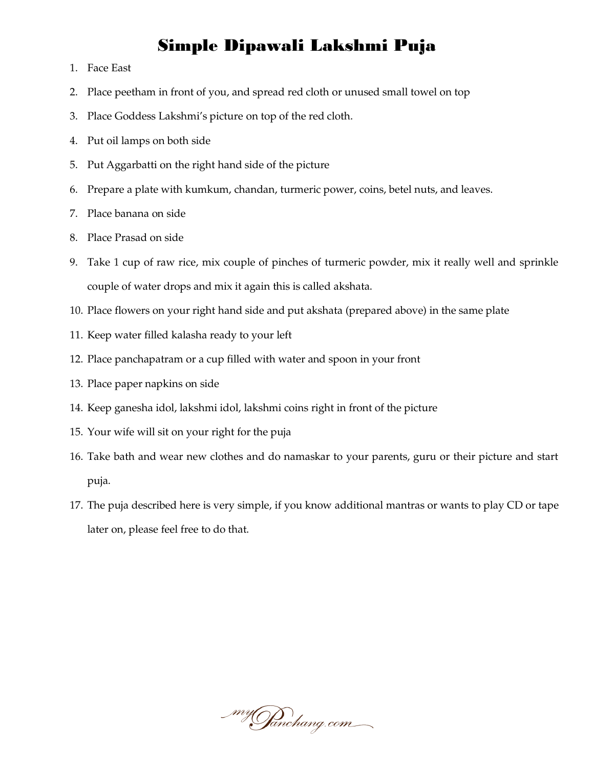# Simple Dipawali Lakshmi Puja

1. Face East
2. Place peetham in front of you, and spread red cloth or unused small towel on top
3. Place Goddess Lakshmi's picture on top of the red cloth.
4. Put oil lamps on both side
5. Put Aggarbatti on the right hand side of the picture
6. Prepare a plate with kumkum, chandan, turmeric power, coins, betel nuts, and leaves.
7. Place banana on side
8. Place Prasad on side
9. Take 1 cup of raw rice, mix couple of pinches of turmeric powder, mix it really well and sprinkle couple of water drops and mix it again this is called akshata.
10. Place flowers on your right hand side and put akshata (prepared above) in the same plate
11. Keep water filled kalasha ready to your left
12. Place panchapatram or a cup filled with water and spoon in your front
13. Place paper napkins on side
14. Keep ganesha idol, lakshmi idol, lakshmi coins right in front of the picture
15. Your wife will sit on your right for the puja
16. Take bath and wear new clothes and do namaskar to your parents, guru or their picture and start puja.
17. The puja described here is very simple, if you know additional mantras or wants to play CD or tape later on, please feel free to do that.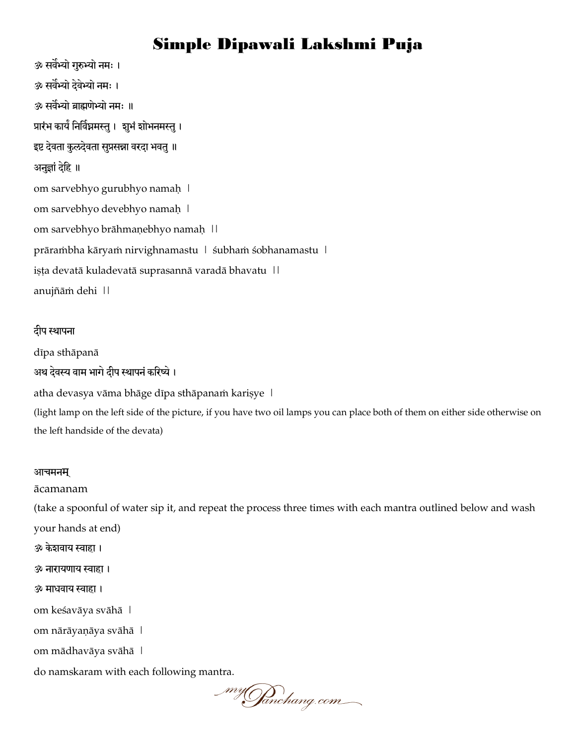# Simple Dipawali Lakshmi Puja

ॐ सर्वेभ्यो गुरुभ्यो नमः ।

ॐ सर्वेभ्यो देवेभ्यो नमः ।

ॐ सर्वेभ्यो ब्राह्मणेभ्यो नमः ॥

प्रारंभ कार्यं निर्विघ्नमस्तु । शुभं शोभनमस्तु ।

इष्ट देवता कुलदेवता सुप्रसन्ना वरदा भवतु ॥

अनुज्ञां देहि ॥

om sarvebhyo gurubhyo namaḥ ।

om sarvebhyo devebhyo namaḥ ।

om sarvebhyo brāhmaṇebhyo namaḥ ॥

prāraṁbha kāryaṁ nirvighnamastu । śubhaṁ śobhanamastu ।

iṣṭa devatā kuladevatā suprasannā varadā bhavatu ॥

anujñāṁ dehi ॥

दीप स्थापना

dīpa sthāpanā

अथ देवस्य वाम भागे दीप स्थापनं करिष्ये ।

atha devasya vāma bhāge dīpa sthāpanaṁ kariṣye ।

(light lamp on the left side of the picture, if you have two oil lamps you can place both of them on either side otherwise on the left handside of the devata)

आचमनम्

ācamanam

(take a spoonful of water sip it, and repeat the process three times with each mantra outlined below and wash your hands at end)

ॐ केशवाय स्वाहा ।

ॐ नारायणाय स्वाहा ।

ॐ माधवाय स्वाहा ।

om keśavāya svāhā ।

om nārāyaṇāya svāhā ।

om mādhavāya svāhā ।

do namskaram with each following mantra.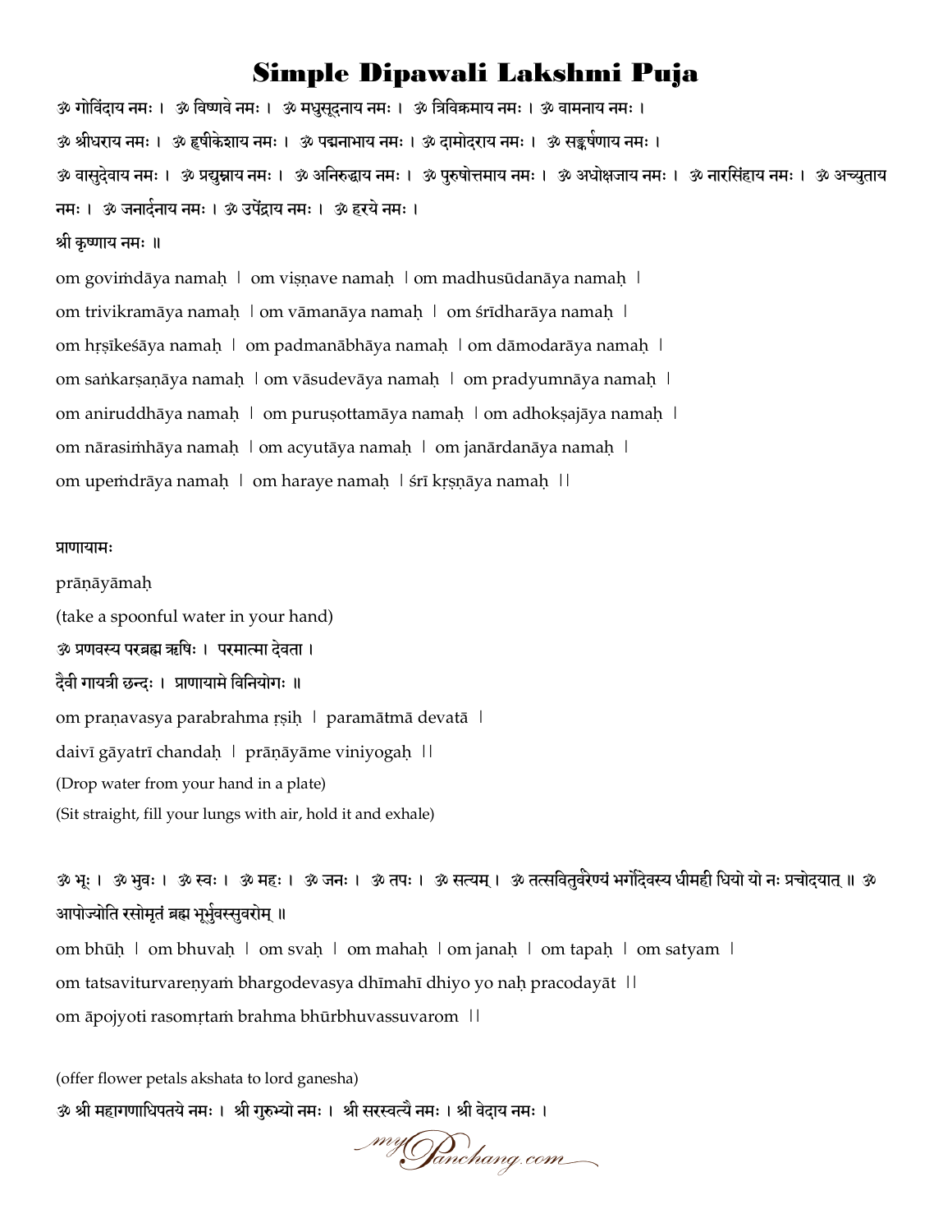# Simple Dipawali Lakshmi Puja

ॐ गोविंदाय नमः । ॐ विष्णवे नमः । ॐ मधुसूदनाय नमः । ॐ त्रिविक्रमाय नमः । ॐ वामनाय नमः ।
ॐ श्रीधराय नमः । ॐ हृषीकेशाय नमः । ॐ पद्मनाभाय नमः । ॐ दामोदराय नमः । ॐ सङ्कर्षणाय नमः ।
ॐ वासुदेवाय नमः । ॐ प्रद्युम्नाय नमः । ॐ अनिरुद्धाय नमः । ॐ पुरुषोत्तमाय नमः । ॐ अधोक्षजाय नमः । ॐ नारसिंहाय नमः । ॐ अच्युताय नमः । ॐ जनार्दनाय नमः । ॐ उपेंद्राय नमः । ॐ हरये नमः ।
श्री कृष्णाय नमः ॥

om goviṁdāya namaḥ | om viṣṇave namaḥ | om madhusūdanāya namaḥ |
om trivikramāya namaḥ | om vāmanāya namaḥ | om śrīdharāya namaḥ |
om hṛṣīkeśāya namaḥ | om padmanābhāya namaḥ | om dāmodarāya namaḥ |
om saṅkarṣaṇāya namaḥ | om vāsudevāya namaḥ | om pradyumnāya namaḥ |
om aniruddhāya namaḥ | om puruṣottamāya namaḥ | om adhokṣajāya namaḥ |
om nārasiṁhāya namaḥ | om acyutāya namaḥ | om janārdanāya namaḥ |
om upeṁdrāya namaḥ | om haraye namaḥ | śrī kṛṣṇāya namaḥ ||

**प्राणायामः**

prāṇāyāmaḥ

(take a spoonful water in your hand)

ॐ प्रणवस्य परब्रह्म ऋषिः । परमात्मा देवता ।
दैवी गायत्री छन्दः । प्राणायामे विनियोगः ॥

om praṇavasya parabrahma ṛṣiḥ | paramātmā devatā |
daivī gāyatrī chandaḥ | prāṇāyāme viniyogaḥ ||

(Drop water from your hand in a plate)

(Sit straight, fill your lungs with air, hold it and exhale)

ॐ भूः । ॐ भुवः । ॐ स्वः । ॐ महः । ॐ जनः । ॐ तपः । ॐ सत्यम् । ॐ तत्सवितुर्वरेण्यं भर्गोदेवस्य धीमही धियो यो नः प्रचोदयात् ॥ ॐ आपोज्योति रसोमृतं ब्रह्म भूर्भुवस्सुवरोम् ॥

om bhūḥ | om bhuvaḥ | om svaḥ | om mahaḥ | om janaḥ | om tapaḥ | om satyam |
om tatsaviturvareṇyaṁ bhargodevasya dhīmahī dhiyo yo naḥ pracodayāt ||
om āpojyoti rasomṛtaṁ brahma bhūrbhuvassuvarom ||

(offer flower petals akshata to lord ganesha)

ॐ श्री महागणाधिपतये नमः । श्री गुरुभ्यो नमः । श्री सरस्वत्यै नमः । श्री वेदाय नमः ।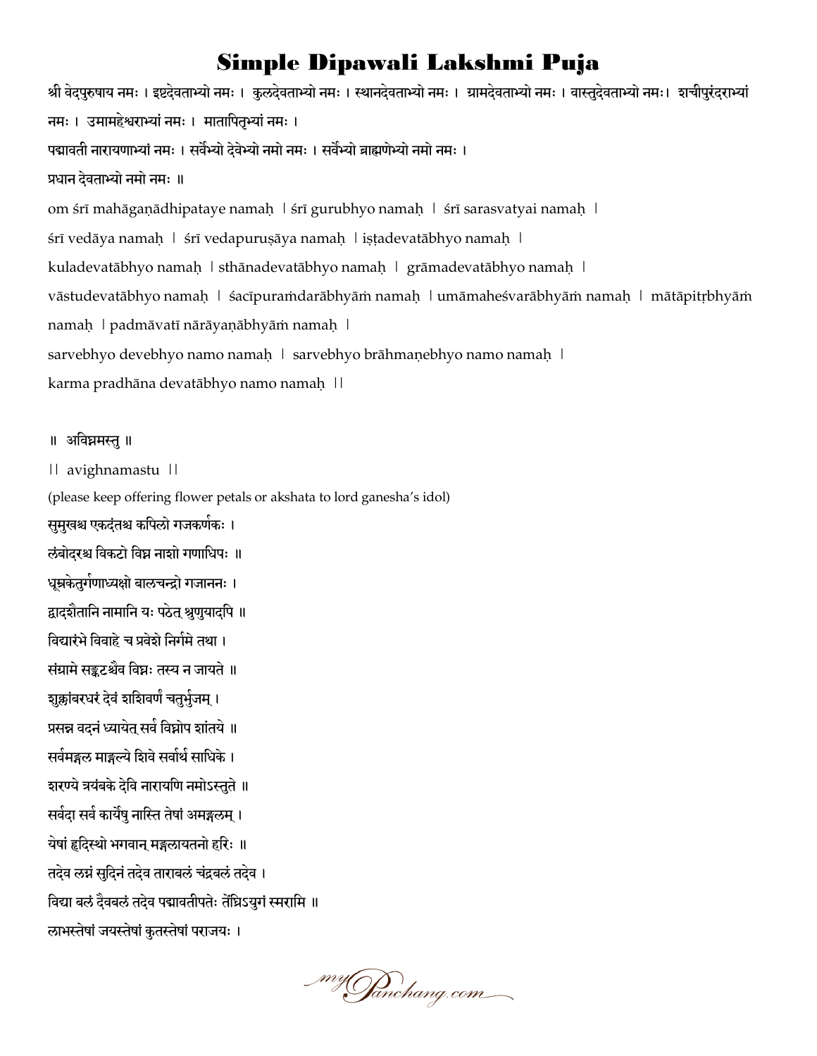# Simple Dipawali Lakshmi Puja

श्री वेदपुरुषाय नमः । इष्टदेवताभ्यो नमः । कुलदेवताभ्यो नमः । स्थानदेवताभ्यो नमः । ग्रामदेवताभ्यो नमः । वास्तुदेवताभ्यो नमः। शचीपुरंदराभ्यां नमः । उमामहेश्वराभ्यां नमः । मातापितृभ्यां नमः ।

पद्मावती नारायणाभ्यां नमः । सर्वेभ्यो देवेभ्यो नमो नमः । सर्वेभ्यो ब्राह्मणेभ्यो नमो नमः ।

प्रधान देवताभ्यो नमो नमः ॥

om śrī mahāgaṇādhipataye namaḥ | śrī gurubhyo namaḥ | śrī sarasvatyai namaḥ |

śrī vedāya namaḥ | śrī vedapuruṣāya namaḥ | iṣṭadevatābhyo namaḥ |

kuladevatābhyo namaḥ | sthānadevatābhyo namaḥ | grāmadevatābhyo namaḥ |

vāstudevatābhyo namaḥ | śacīpuraṁdarābhyāṁ namaḥ | umāmaheśvarābhyāṁ namaḥ | mātāpitṛbhyāṁ namaḥ | padmāvatī nārāyaṇābhyāṁ namaḥ |

sarvebhyo devebhyo namo namaḥ | sarvebhyo brāhmaṇebhyo namo namaḥ |

karma pradhāna devatābhyo namo namaḥ ||

॥ अविघ्नमस्तु ॥

|| avighnamastu ||

(please keep offering flower petals or akshata to lord ganesha's idol)

सुमुखश्च एकदंतश्च कपिलो गजकर्णकः ।

लंबोदरश्च विकटो विघ्न नाशो गणाधिपः ॥

धूम्रकेतुर्गणाध्यक्षो बालचन्द्रो गजाननः ।

द्वादशैतानि नामानि यः पठेत् श्रुणुयादपि ॥

विद्यारंभे विवाहे च प्रवेशे निर्गमे तथा ।

संग्रामे सङ्कटश्चैव विघ्नः तस्य न जायते ॥

शुक्लांबरधरं देवं शशिवर्णं चतुर्भुजम् ।

प्रसन्न वदनं ध्यायेत् सर्व विघ्नोप शांतये ॥

सर्वमङ्गल माङ्गल्ये शिवे सर्वार्थ साधिके ।

शरण्ये त्र्यंबके देवि नारायणि नमोऽस्तुते ॥

सर्वदा सर्व कार्येषु नास्ति तेषां अमङ्गलम् ।

येषां हृदिस्थो भगवान् मङ्गलायतनो हरिः ॥

तदेव लग्नं सुदिनं तदेव ताराबलं चंद्रबलं तदेव ।

विद्या बलं दैवबलं तदेव पद्मावतीपतेः तेंघ्रिऽयुगं स्मरामि ॥

लाभस्तेषां जयस्तेषां कुतस्तेषां पराजयः ।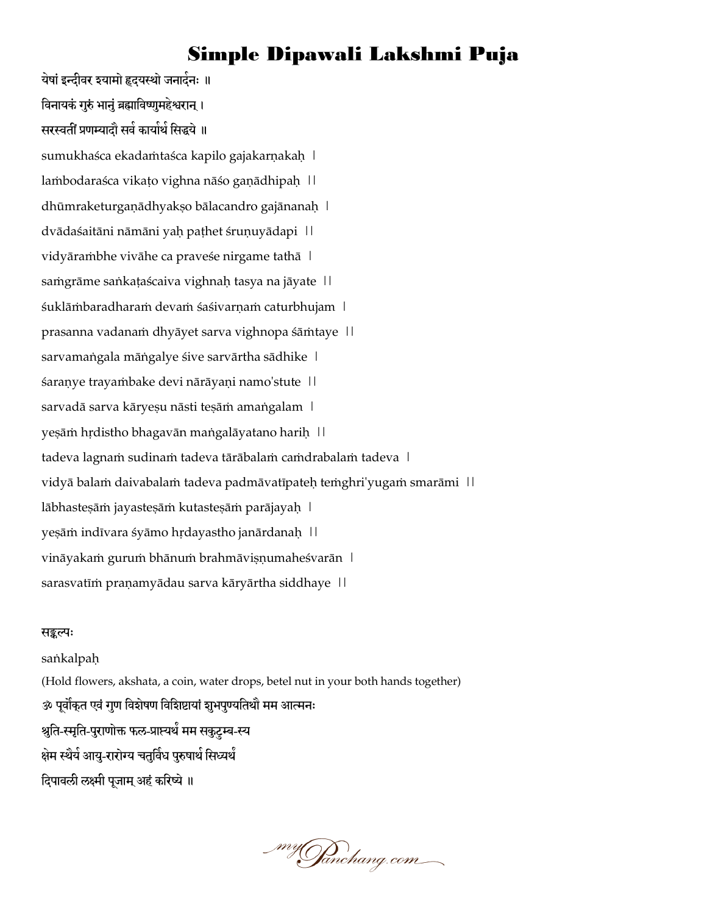# Simple Dipawali Lakshmi Puja

येषां इन्दीवर श्यामो हृदयस्थो जनार्दनः ॥

विनायकं गुरुं भानुं ब्रह्माविष्णुमहेश्वरान् ।

सरस्वतीं प्रणम्यादौ सर्व कार्यार्थ सिद्धये ॥

sumukhaśca ekadaṁtaśca kapilo gajakarṇakaḥ |

laṁbodaraśca vikaṭo vighna nāśo gaṇādhipaḥ ||

dhūmraketurgaṇādhyakṣo bālacandro gajānanaḥ |

dvādaśaitāni nāmāni yaḥ paṭhet śruṇuyādapi ||

vidyāraṁbhe vivāhe ca praveśe nirgame tathā |

saṁgrāme saṅkaṭaścaiva vighnaḥ tasya na jāyate ||

śuklāmbaradharaṁ devaṁ śaśivarṇaṁ caturbhujam |

prasanna vadanaṁ dhyāyet sarva vighnopa śāṁtaye ||

sarvamaṅgala māṅgalye śive sarvārtha sādhike |

śaraṇye trayaṁbake devi nārāyaṇi namo'stute ||

sarvadā sarva kāryeṣu nāsti teṣāṁ amaṅgalam |

yeṣāṁ hṛdistho bhagavān maṅgalāyatano hariḥ ||

tadeva lagnaṁ sudinaṁ tadeva tārābalaṁ caṁdrabalaṁ tadeva |

vidyā balaṁ daivabalaṁ tadeva padmāvatīpateḥ teṁghri'yugaṁ smarāmi ||

lābhasteṣāṁ jayasteṣāṁ kutasteṣāṁ parājayaḥ |

yeṣāṁ indīvara śyāmo hṛdayastho janārdanaḥ ||

vināyakaṁ guruṁ bhānuṁ brahmāviṣṇumaheśvarān |

sarasvatīṁ praṇamyādau sarva kāryārtha siddhaye ||

सङ्कल्पः

saṅkalpaḥ

(Hold flowers, akshata, a coin, water drops, betel nut in your both hands together)

ॐ पूर्वोक्त एवं गुण विशेषण विशिष्टायां शुभपुण्यतिथौ मम आत्मनः

श्रुति-स्मृति-पुराणोक्त फल-प्राप्त्यर्थं मम सकुटुम्ब-स्य

क्षेम स्थैर्य आयु-रारोग्य चतुर्विध पुरुषार्थ सिध्यर्थं

दिपावली लक्ष्मी पूजाम् अहं करिष्ये ॥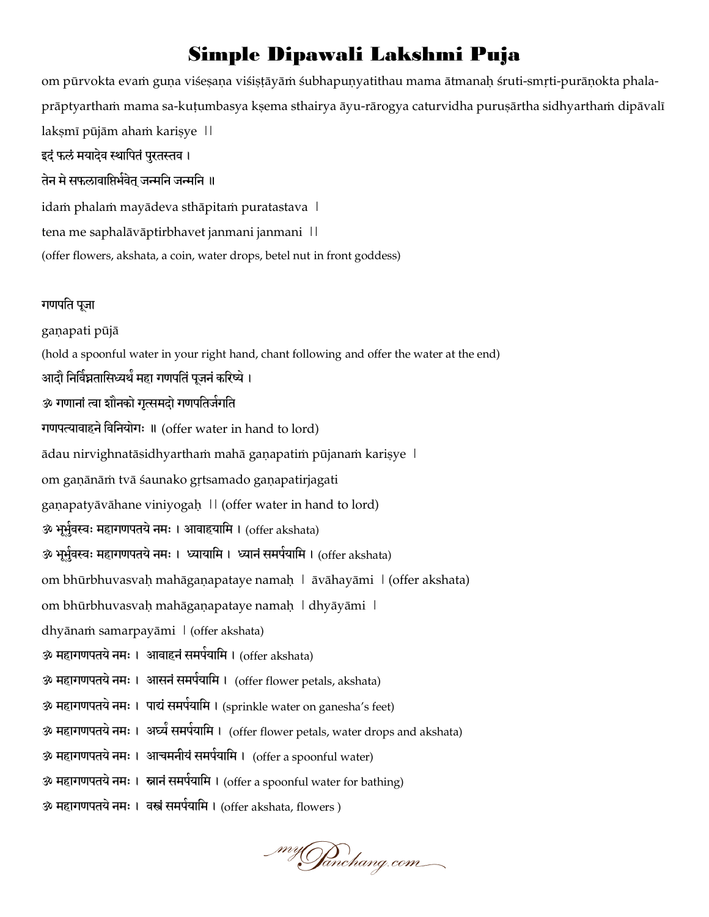# Simple Dipawali Lakshmi Puja

om pūrvokta evaṁ guṇa viśeṣaṇa viśiṣṭāyāṁ śubhapuṇyatithau mama ātmanaḥ śruti-smṛti-purāṇokta phala-prāptyarthaṁ mama sa-kuṭumbasya kṣema sthairya āyu-rārogya caturvidha puruṣārtha sidhyarthaṁ dipāvalī lakṣmī pūjām ahaṁ kariṣye ||

इदं फलं मयादेव स्थापितं पुरतस्तव ।

तेन मे सफलावाप्तिर्भवेत् जन्मनि जन्मनि ॥

idaṁ phalaṁ mayādeva sthāpitaṁ puratastava |

tena me saphalāvāptirbhavet janmani janmani ||

(offer flowers, akshata, a coin, water drops, betel nut in front goddess)

**गणपति पूज़ा**

gaṇapati pūjā

(hold a spoonful water in your right hand, chant following and offer the water at the end)

**आदौ निर्विघ्नतासिध्यर्थं महा गणपतिं पूजनं करिष्ये ।**

**ॐ गणानां त्वा शौनको गृत्समदो गणपतिर्जगति**

**गणपत्यावाहने विनियोगः ॥** (offer water in hand to lord)

ādau nirvighnatāsidhyarthaṁ mahā gaṇapatiṁ pūjanaṁ kariṣye |

om gaṇānāṁ tvā śaunako gṛtsamado gaṇapatirjagati

gaṇapatyāvāhane viniyogaḥ || (offer water in hand to lord)

**ॐ भूर्भुवस्वः महागणपतये नमः । आवाहयामि ।** (offer akshata)

**ॐ भूर्भुवस्वः महागणपतये नमः । ध्यायामि । ध्यानं समर्पयामि ।** (offer akshata)

om bhūrbhuvasvaḥ mahāgaṇapataye namaḥ | āvāhayāmi | (offer akshata)

om bhūrbhuvasvaḥ mahāgaṇapataye namaḥ | dhyāyāmi |

dhyānaṁ samarpayāmi | (offer akshata)

**ॐ महागणपतये नमः । आवाहनं समर्पयामि ।** (offer akshata)

**ॐ महागणपतये नमः । आसनं समर्पयामि ।** (offer flower petals, akshata)

**ॐ महागणपतये नमः । पाद्यं समर्पयामि ।** (sprinkle water on ganesha's feet)

**ॐ महागणपतये नमः । अर्घ्यं समर्पयामि ।** (offer flower petals, water drops and akshata)

**ॐ महागणपतये नमः । आचमनीयं समर्पयामि ।** (offer a spoonful water)

**ॐ महागणपतये नमः । स्नानं समर्पयामि ।** (offer a spoonful water for bathing)

**ॐ महागणपतये नमः । वस्त्रं समर्पयामि ।** (offer akshata, flowers )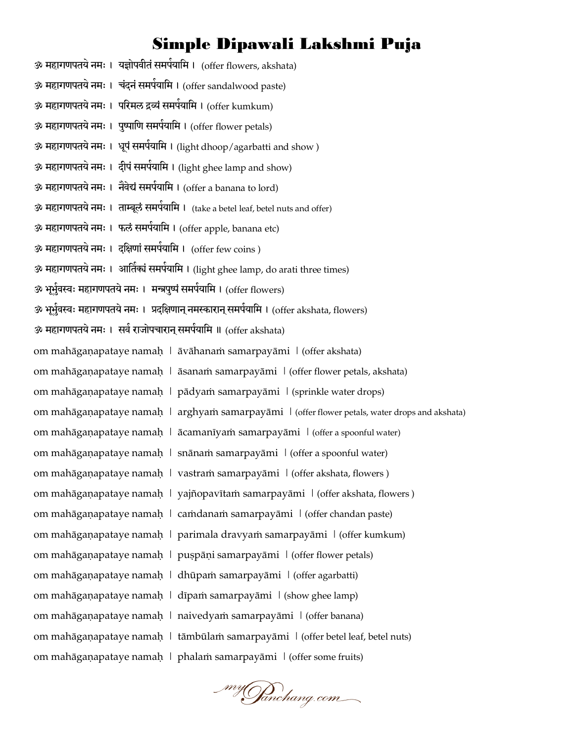# Simple Dipawali Lakshmi Puja

ॐ महागणपतये नमः । यज्ञोपवीतं समर्पयामि । (offer flowers, akshata)

ॐ महागणपतये नमः । चंदनं समर्पयामि । (offer sandalwood paste)

ॐ महागणपतये नमः । परिमल द्रव्यं समर्पयामि । (offer kumkum)

ॐ महागणपतये नमः । पुष्पाणि समर्पयामि । (offer flower petals)

ॐ महागणपतये नमः । धूपं समर्पयामि । (light dhoop/agarbatti and show )

ॐ महागणपतये नमः । दीपं समर्पयामि । (light ghee lamp and show)

ॐ महागणपतये नमः । नैवेद्यं समर्पयामि । (offer a banana to lord)

ॐ महागणपतये नमः । ताम्बूलं समर्पयामि । (take a betel leaf, betel nuts and offer)

ॐ महागणपतये नमः । फलं समर्पयामि । (offer apple, banana etc)

ॐ महागणपतये नमः । दक्षिणां समर्पयामि । (offer few coins )

ॐ महागणपतये नमः । आर्तिक्यं समर्पयामि । (light ghee lamp, do arati three times)

ॐ भूर्भुवस्वः महागणपतये नमः । मन्त्रपुष्पं समर्पयामि । (offer flowers)

ॐ भूर्भुवस्वः महागणपतये नमः । प्रदक्षिणान् नमस्कारान् समर्पयामि । (offer akshata, flowers)

ॐ महागणपतये नमः । सर्व राजोपचारान् समर्पयामि ॥ (offer akshata)

om mahāgaṇapataye namaḥ | āvāhanaṁ samarpayāmi | (offer akshata)

om mahāgaṇapataye namaḥ | āsanaṁ samarpayāmi | (offer flower petals, akshata)

om mahāgaṇapataye namaḥ | pādyaṁ samarpayāmi | (sprinkle water drops)

om mahāgaṇapataye namaḥ | arghyaṁ samarpayāmi | (offer flower petals, water drops and akshata)

om mahāgaṇapataye namaḥ | ācamanīyaṁ samarpayāmi | (offer a spoonful water)

om mahāgaṇapataye namaḥ | snānaṁ samarpayāmi | (offer a spoonful water)

om mahāgaṇapataye namaḥ | vastraṁ samarpayāmi | (offer akshata, flowers )

om mahāgaṇapataye namaḥ | yajñopavītaṁ samarpayāmi | (offer akshata, flowers )

om mahāgaṇapataye namaḥ | caṁdanaṁ samarpayāmi | (offer chandan paste)

om mahāgaṇapataye namaḥ | parimala dravyaṁ samarpayāmi | (offer kumkum)

om mahāgaṇapataye namaḥ | puṣpāṇi samarpayāmi | (offer flower petals)

om mahāgaṇapataye namaḥ | dhūpaṁ samarpayāmi | (offer agarbatti)

om mahāgaṇapataye namaḥ | dīpaṁ samarpayāmi | (show ghee lamp)

om mahāgaṇapataye namaḥ | naivedyaṁ samarpayāmi | (offer banana)

om mahāgaṇapataye namaḥ | tāmbūlaṁ samarpayāmi | (offer betel leaf, betel nuts)

om mahāgaṇapataye namaḥ | phalaṁ samarpayāmi | (offer some fruits)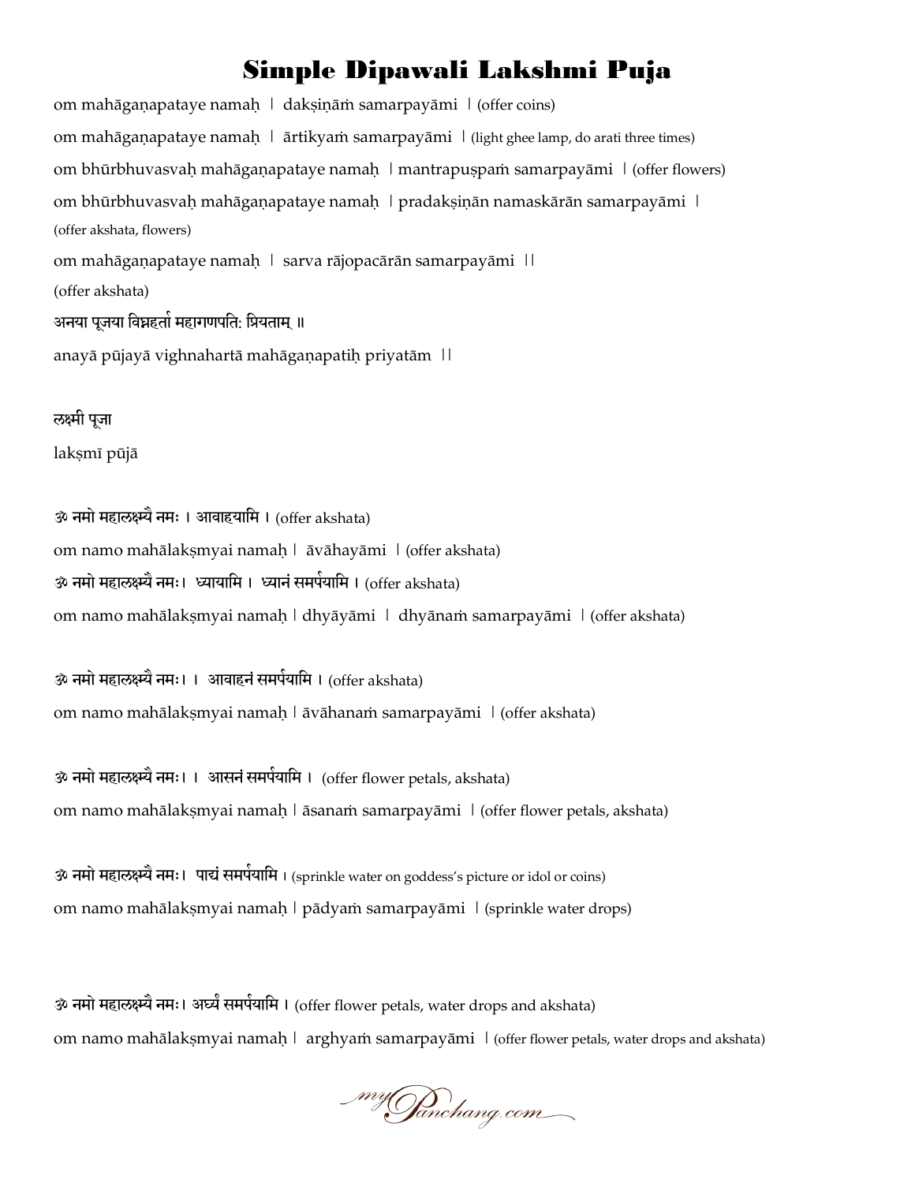# Simple Dipawali Lakshmi Puja

om mahāgaṇapataye namaḥ । dakṣiṇāṁ samarpayāmi । (offer coins)

om mahāgaṇapataye namaḥ । ārtikyaṁ samarpayāmi । (light ghee lamp, do arati three times)

om bhūrbhuvasvaḥ mahāgaṇapataye namaḥ । mantrapuṣpaṁ samarpayāmi । (offer flowers)

om bhūrbhuvasvaḥ mahāgaṇapataye namaḥ । pradakṣiṇān namaskārān samarpayāmi ।
(offer akshata, flowers)

om mahāgaṇapataye namaḥ । sarva rājopacārān samarpayāmi ॥
(offer akshata)

अनया पूजया विघ्नहर्ता महागणपतिः प्रियताम् ॥

anayā pūjayā vighnahartā mahāgaṇapatiḥ priyatām ॥

लक्ष्मी पूजा

lakṣmī pūjā

ॐ नमो महालक्ष्म्यै नमः । आवाहयामि । (offer akshata)

om namo mahālakṣmyai namaḥ । āvāhayāmi । (offer akshata)

ॐ नमो महालक्ष्म्यै नमः । ध्यायामि । ध्यानं समर्पयामि । (offer akshata)

om namo mahālakṣmyai namaḥ । dhyāyāmi । dhyānaṁ samarpayāmi । (offer akshata)

ॐ नमो महालक्ष्म्यै नमः । । आवाहनं समर्पयामि । (offer akshata)

om namo mahālakṣmyai namaḥ । āvāhanaṁ samarpayāmi । (offer akshata)

ॐ नमो महालक्ष्म्यै नमः । । आसनं समर्पयामि । (offer flower petals, akshata)

om namo mahālakṣmyai namaḥ । āsanaṁ samarpayāmi । (offer flower petals, akshata)

ॐ नमो महालक्ष्म्यै नमः । पाद्यं समर्पयामि । (sprinkle water on goddess's picture or idol or coins)

om namo mahālakṣmyai namaḥ । pādyaṁ samarpayāmi । (sprinkle water drops)

ॐ नमो महालक्ष्म्यै नमः । अर्घ्यं समर्पयामि । (offer flower petals, water drops and akshata)

om namo mahālakṣmyai namaḥ । arghyaṁ samarpayāmi । (offer flower petals, water drops and akshata)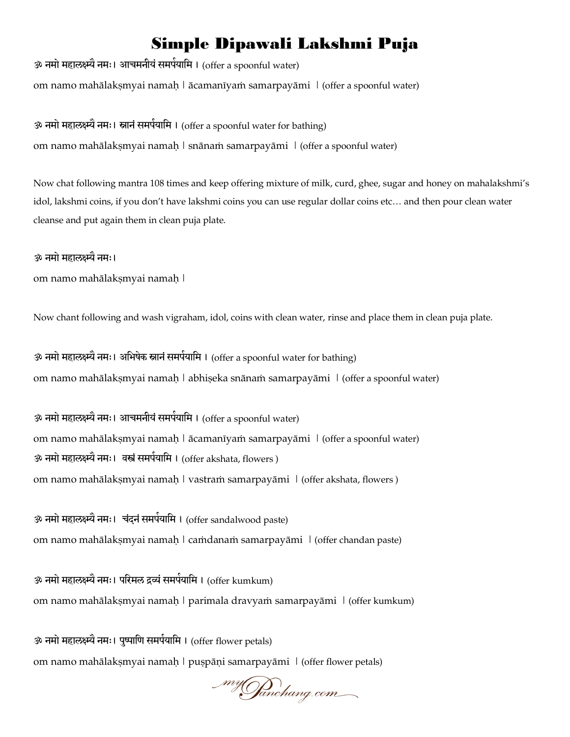# Simple Dipawali Lakshmi Puja

ॐ नमो महालक्ष्म्यै नमः। आचमनीयं समर्पयामि । (offer a spoonful water)

om namo mahālakṣmyai namaḥ | ācamanīyaṁ samarpayāmi | (offer a spoonful water)

ॐ नमो महालक्ष्म्यै नमः। स्नानं समर्पयामि । (offer a spoonful water for bathing)

om namo mahālakṣmyai namaḥ | snānaṁ samarpayāmi | (offer a spoonful water)

Now chat following mantra 108 times and keep offering mixture of milk, curd, ghee, sugar and honey on mahalakshmi's idol, lakshmi coins, if you don't have lakshmi coins you can use regular dollar coins etc… and then pour clean water cleanse and put again them in clean puja plate.

ॐ नमो महालक्ष्म्यै नमः।

om namo mahālakṣmyai namaḥ |

Now chant following and wash vigraham, idol, coins with clean water, rinse and place them in clean puja plate.

ॐ नमो महालक्ष्म्यै नमः। अभिषेक स्नानं समर्पयामि । (offer a spoonful water for bathing)

om namo mahālakṣmyai namaḥ | abhiṣeka snānaṁ samarpayāmi | (offer a spoonful water)

ॐ नमो महालक्ष्म्यै नमः। आचमनीयं समर्पयामि । (offer a spoonful water)

om namo mahālakṣmyai namaḥ | ācamanīyaṁ samarpayāmi | (offer a spoonful water)

ॐ नमो महालक्ष्म्यै नमः। वस्त्रं समर्पयामि । (offer akshata, flowers )

om namo mahālakṣmyai namaḥ | vastraṁ samarpayāmi | (offer akshata, flowers )

ॐ नमो महालक्ष्म्यै नमः। चंदनं समर्पयामि । (offer sandalwood paste)

om namo mahālakṣmyai namaḥ | caṁdanaṁ samarpayāmi | (offer chandan paste)

ॐ नमो महालक्ष्म्यै नमः। परिमल द्रव्यं समर्पयामि । (offer kumkum)

om namo mahālakṣmyai namaḥ | parimala dravyaṁ samarpayāmi | (offer kumkum)

ॐ नमो महालक्ष्म्यै नमः। पुष्पाणि समर्पयामि । (offer flower petals)

om namo mahālakṣmyai namaḥ | puṣpāṇi samarpayāmi | (offer flower petals)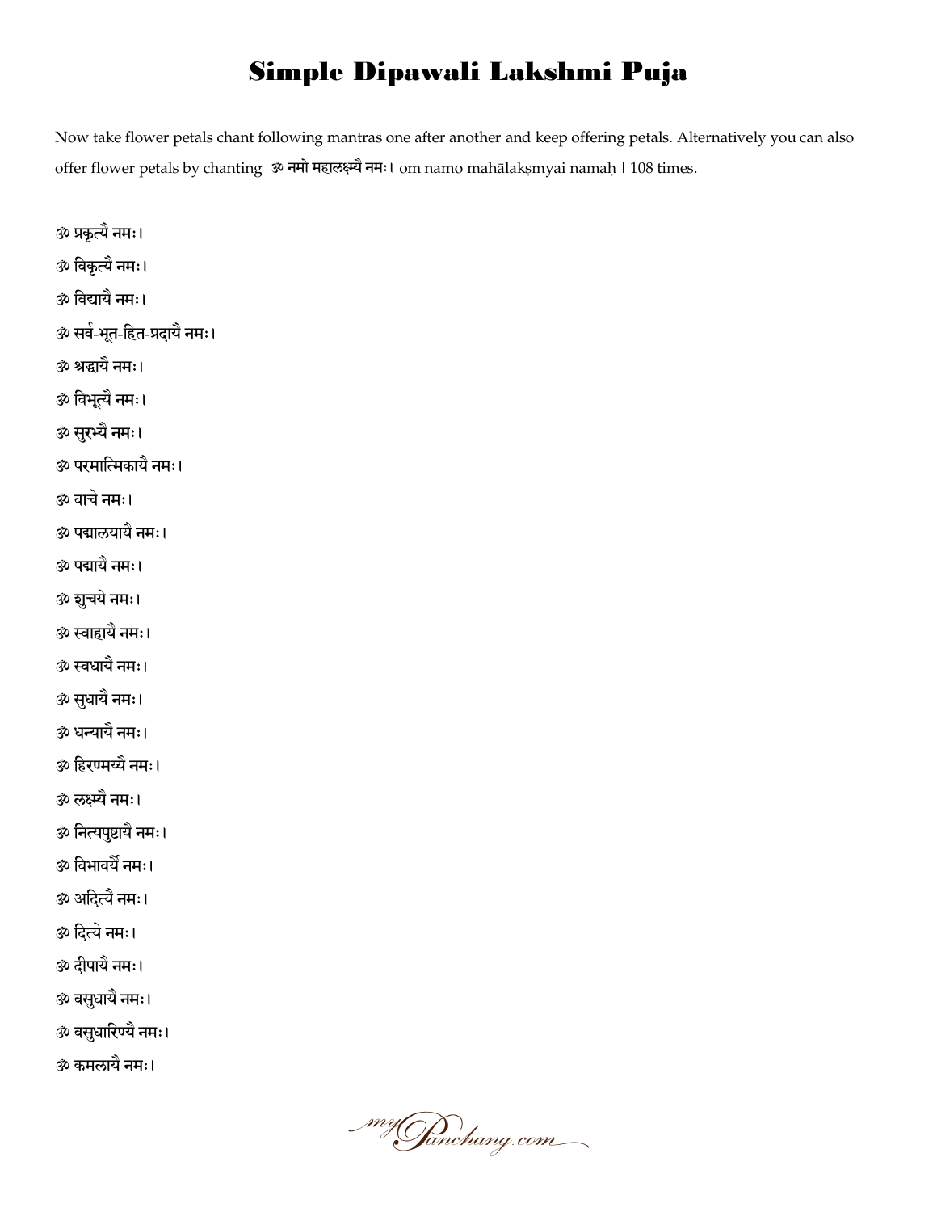# Simple Dipawali Lakshmi Puja

Now take flower petals chant following mantras one after another and keep offering petals. Alternatively you can also offer flower petals by chanting ॐ नमो महालक्ष्म्यै नमः। om namo mahālakṣmyai namaḥ | 108 times.

ॐ प्रकृत्यै नमः।

ॐ विकृत्यै नमः।

ॐ विद्यायै नमः।

ॐ सर्व-भूत-हित-प्रदायै नमः।

ॐ श्रद्धायै नमः।

ॐ विभूत्यै नमः।

ॐ सुरभ्यै नमः।

ॐ परमात्मिकायै नमः।

ॐ वाचे नमः।

ॐ पद्मालयायै नमः।

ॐ पद्मायै नमः।

ॐ शुचये नमः।

ॐ स्वाहायै नमः।

ॐ स्वधायै नमः।

ॐ सुधायै नमः।

ॐ धन्यायै नमः।

ॐ हिरण्मय्यै नमः।

ॐ लक्ष्म्यै नमः।

ॐ नित्यपुष्टायै नमः।

ॐ विभावर्यै नमः।

ॐ अदित्यै नमः।

ॐ दित्ये नमः।

ॐ दीपायै नमः।

ॐ वसुधायै नमः।

ॐ वसुधारिण्यै नमः।

ॐ कमलायै नमः।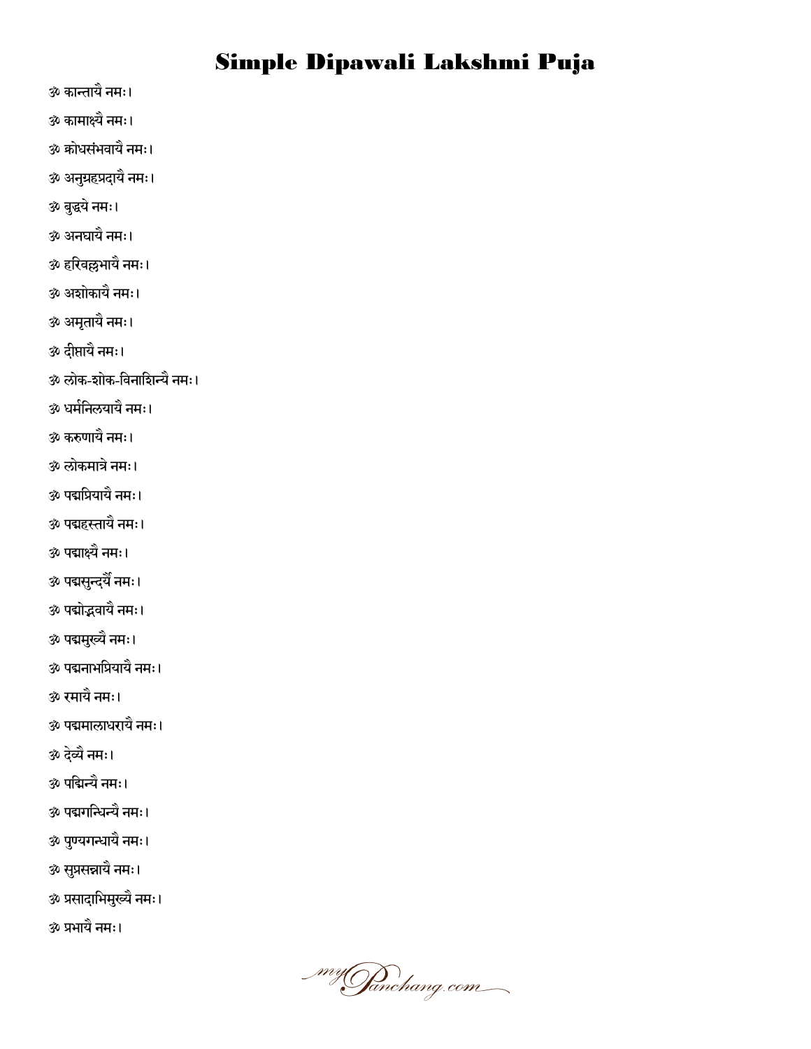# Simple Dipawali Lakshmi Puja

ॐ कान्तायै नमः।

ॐ कामाक्ष्यै नमः।

ॐ क्रोधसंभवायै नमः।

ॐ अनुग्रहप्रदायै नमः।

ॐ बुद्धये नमः।

ॐ अनघायै नमः।

ॐ हरिवल्लभायै नमः।

ॐ अशोकायै नमः।

ॐ अमृतायै नमः।

ॐ दीप्तायै नमः।

ॐ लोक-शोक-विनाशिन्यै नमः।

ॐ धर्मनिलयायै नमः।

ॐ करुणायै नमः।

ॐ लोकमात्रे नमः।

ॐ पद्मप्रियायै नमः।

ॐ पद्महस्तायै नमः।

ॐ पद्माक्ष्यै नमः।

ॐ पद्मसुन्दर्यै नमः।

ॐ पद्मोद्भवायै नमः।

ॐ पद्ममुख्यै नमः।

ॐ पद्मनाभप्रियायै नमः।

ॐ रमायै नमः।

ॐ पद्ममालाधरायै नमः।

ॐ देव्यै नमः।

ॐ पद्मिन्यै नमः।

ॐ पद्मगन्धिन्यै नमः।

ॐ पुण्यगन्धायै नमः।

ॐ सुप्रसन्नायै नमः।

ॐ प्रसादाभिमुख्यै नमः।

ॐ प्रभायै नमः।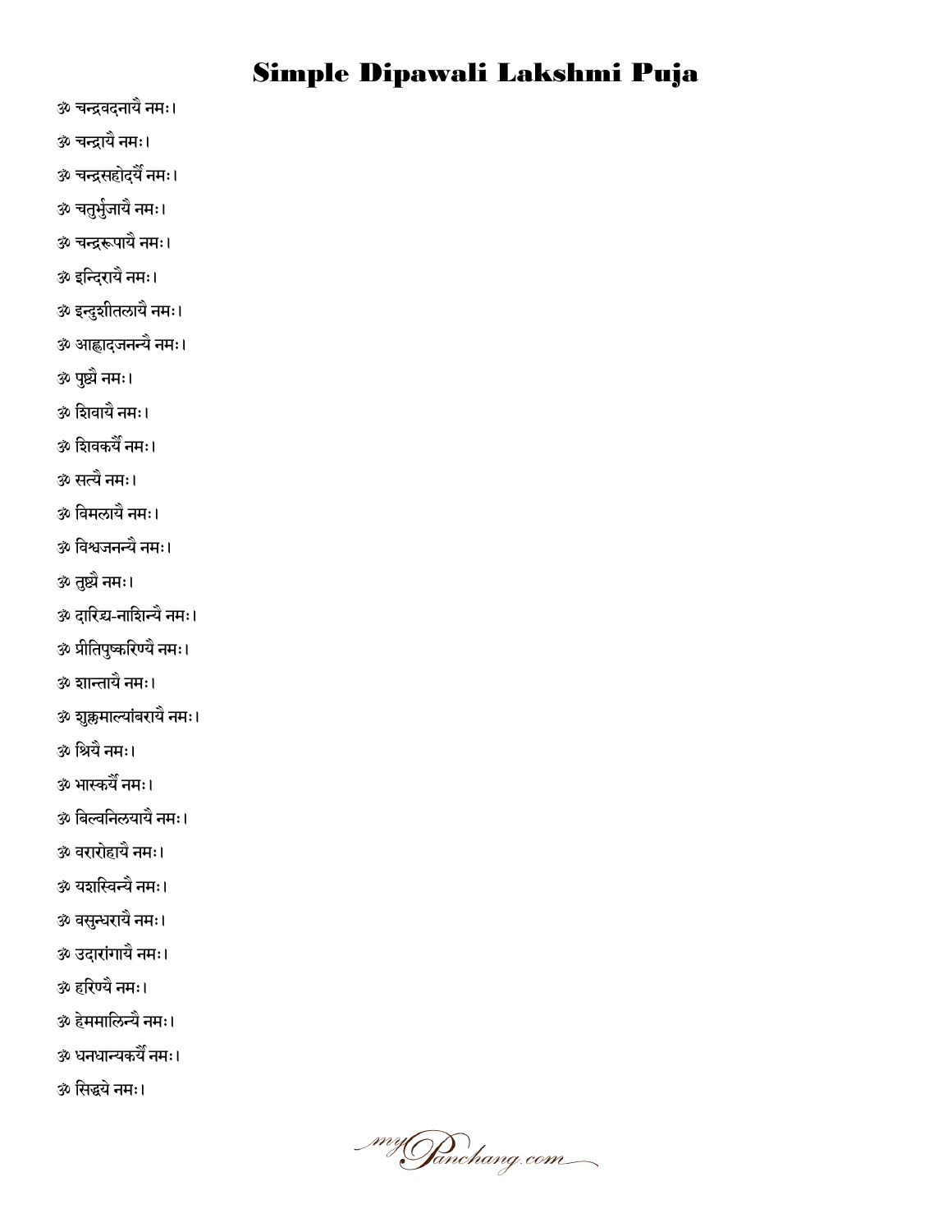# Simple Dipawali Lakshmi Puja

ॐ चन्द्रवदनायै नमः।

ॐ चन्द्रायै नमः।

ॐ चन्द्रसहोदर्यै नमः।

ॐ चतुर्भुजायै नमः।

ॐ चन्द्ररूपायै नमः।

ॐ इन्दिरायै नमः।

ॐ इन्दुशीतलायै नमः।

ॐ आह्लादजनन्यै नमः।

ॐ पुष्ट्यै नमः।

ॐ शिवायै नमः।

ॐ शिवकर्यै नमः।

ॐ सत्यै नमः।

ॐ विमलायै नमः।

ॐ विश्वजनन्यै नमः।

ॐ तुष्ट्यै नमः।

ॐ दारिद्र्य-नाशिन्यै नमः।

ॐ प्रीतिपुष्करिण्यै नमः।

ॐ शान्तायै नमः।

ॐ शुक्लमाल्यांबरायै नमः।

ॐ श्रियै नमः।

ॐ भास्कर्यै नमः।

ॐ बिल्वनिलयायै नमः।

ॐ वरारोहायै नमः।

ॐ यशस्विन्यै नमः।

ॐ वसुन्धरायै नमः।

ॐ उदारांगायै नमः।

ॐ हरिण्यै नमः।

ॐ हेममालिन्यै नमः।

ॐ धनधान्यकर्यै नमः।

ॐ सिद्धये नमः।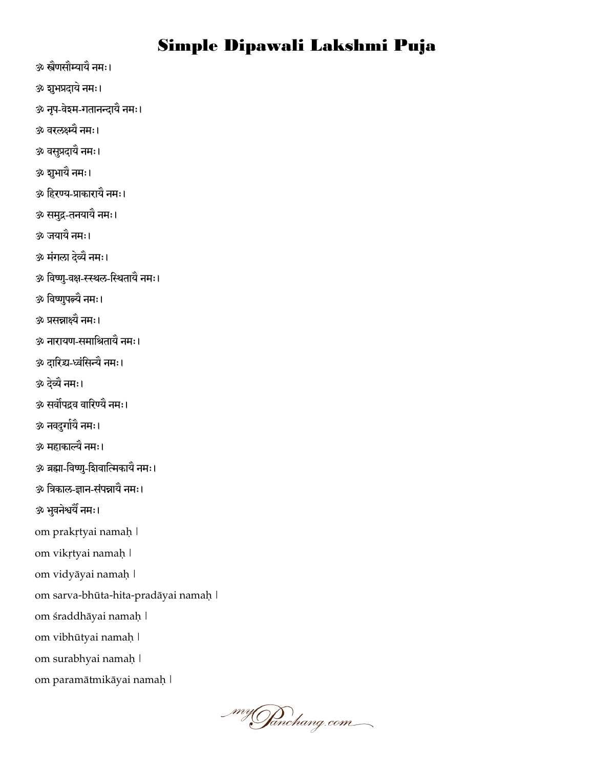# Simple Dipawali Lakshmi Puja

ॐ स्त्रैणसौम्यायै नमः।

ॐ शुभप्रदाये नमः।

ॐ नृप-वेश्म-गतानन्दायै नमः।

ॐ वरलक्ष्म्यै नमः।

ॐ वसुप्रदायै नमः।

ॐ शुभायै नमः।

ॐ हिरण्य-प्राकारायै नमः।

ॐ समुद्र-तनयायै नमः।

ॐ जयायै नमः।

ॐ मंगला देव्यै नमः।

ॐ विष्णु-वक्ष-स्स्थल-स्थितायै नमः।

ॐ विष्णुपत्न्यै नमः।

ॐ प्रसन्नाक्ष्यै नमः।

ॐ नारायण-समाश्रितायै नमः।

ॐ दारिद्र्य-ध्वंसिन्यै नमः।

ॐ देव्यै नमः।

ॐ सर्वोपद्रव वारिण्यै नमः।

ॐ नवदुर्गायै नमः।

ॐ महाकाल्यै नमः।

ॐ ब्रह्मा-विष्णु-शिवात्मिकायै नमः।

ॐ त्रिकाल-ज्ञान-संपन्नायै नमः।

ॐ भुवनेश्वर्यै नमः।

om prakṛtyai namaḥ ।

om vikṛtyai namaḥ ।

om vidyāyai namaḥ ।

om sarva-bhūta-hita-pradāyai namaḥ ।

om śraddhāyai namaḥ ।

om vibhūtyai namaḥ ।

om surabhyai namaḥ ।

om paramātmikāyai namaḥ ।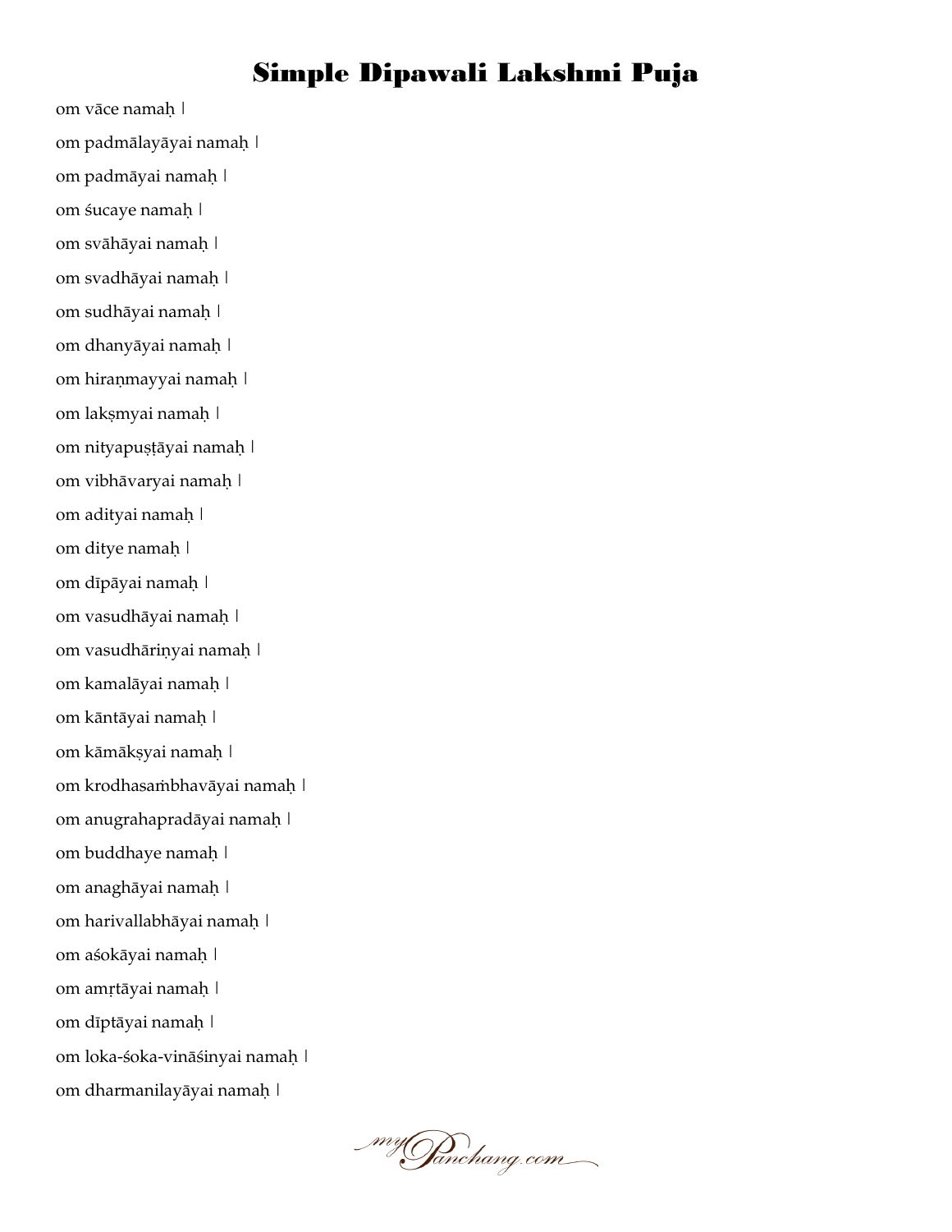# Simple Dipawali Lakshmi Puja

om vāce namaḥ |

om padmālayāyai namaḥ |

om padmāyai namaḥ |

om śucaye namaḥ |

om svāhāyai namaḥ |

om svadhāyai namaḥ |

om sudhāyai namaḥ |

om dhanyāyai namaḥ |

om hiraṇmayyai namaḥ |

om lakṣmyai namaḥ |

om nityapuṣṭāyai namaḥ |

om vibhāvaryai namaḥ |

om adityai namaḥ |

om ditye namaḥ |

om dīpāyai namaḥ |

om vasudhāyai namaḥ |

om vasudhāriṇyai namaḥ |

om kamalāyai namaḥ |

om kāntāyai namaḥ |

om kāmākṣyai namaḥ |

om krodhasaṁbhavāyai namaḥ |

om anugrahapradāyai namaḥ |

om buddhaye namaḥ |

om anaghāyai namaḥ |

om harivallabhāyai namaḥ |

om aśokāyai namaḥ |

om amṛtāyai namaḥ |

om dīptāyai namaḥ |

om loka-śoka-vināśinyai namaḥ |

om dharmanilayāyai namaḥ |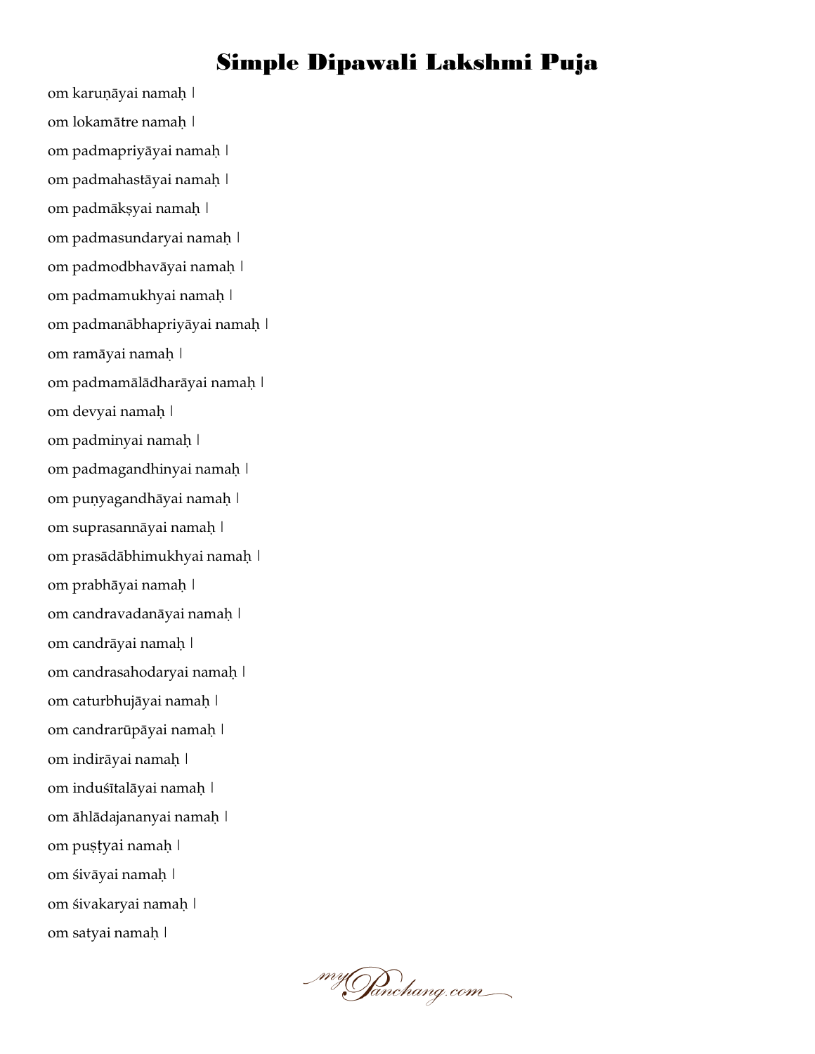om karuṇāyai namaḥ ।

om lokamātre namaḥ ।

om padmapriyāyai namaḥ ।

om padmahastāyai namaḥ ।

om padmākṣyai namaḥ ।

om padmasundaryai namaḥ ।

om padmodbhavāyai namaḥ ।

om padmamukhyai namaḥ ।

om padmanābhapriyāyai namaḥ ।

om ramāyai namaḥ ।

om padmamālādharāyai namaḥ ।

om devyai namaḥ ।

om padminyai namaḥ ।

om padmagandhinyai namaḥ ।

om puṇyagandhāyai namaḥ ।

om suprasannāyai namaḥ ।

om prasādābhimukhyai namaḥ ।

om prabhāyai namaḥ ।

om candravadanāyai namaḥ ।

om candrāyai namaḥ ।

om candrasahodaryai namaḥ ।

om caturbhujāyai namaḥ ।

om candrarūpāyai namaḥ ।

om indirāyai namaḥ ।

om induśītalāyai namaḥ ।

om āhlādajananyai namaḥ ।

om puṣṭyai namaḥ ।

om śivāyai namaḥ ।

om śivakaryai namaḥ ।

om satyai namaḥ ।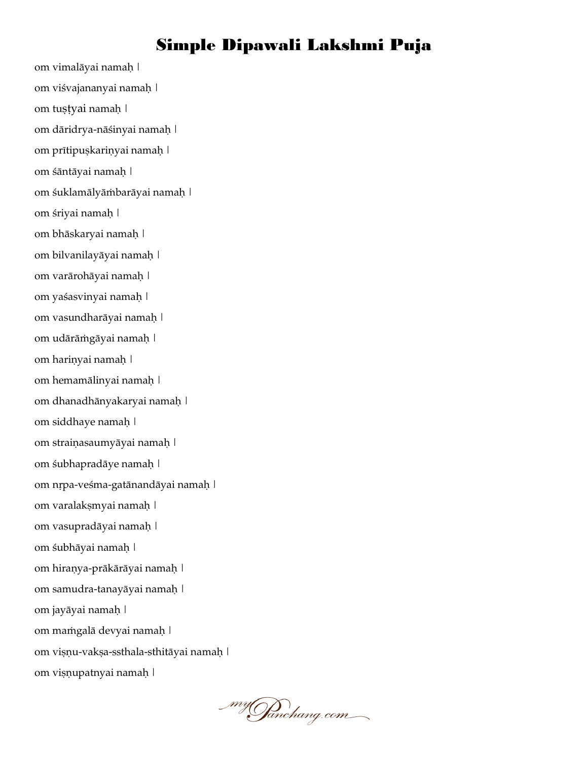# Simple Dipawali Lakshmi Puja

om vimalāyai namaḥ |

om viśvajananyai namaḥ |

om tuṣṭyai namaḥ |

om dāridrya-nāśinyai namaḥ |

om prītipuṣkariṇyai namaḥ |

om śāntāyai namaḥ |

om śuklamālyāṁbarāyai namaḥ |

om śriyai namaḥ |

om bhāskaryai namaḥ |

om bilvanilayāyai namaḥ |

om varārohāyai namaḥ |

om yaśasvinyai namaḥ |

om vasundharāyai namaḥ |

om udārāṁgāyai namaḥ |

om hariṇyai namaḥ |

om hemamālinyai namaḥ |

om dhanadhānyakaryai namaḥ |

om siddhaye namaḥ |

om straiṇasaumyāyai namaḥ |

om śubhapradāye namaḥ |

om nṛpa-veśma-gatānandāyai namaḥ |

om varalakṣmyai namaḥ |

om vasupradāyai namaḥ |

om śubhāyai namaḥ |

om hiraṇya-prākārāyai namaḥ |

om samudra-tanayāyai namaḥ |

om jayāyai namaḥ |

om maṁgalā devyai namaḥ |

om viṣṇu-vakṣa-ssthala-sthitāyai namaḥ |

om viṣṇupatnyai namaḥ |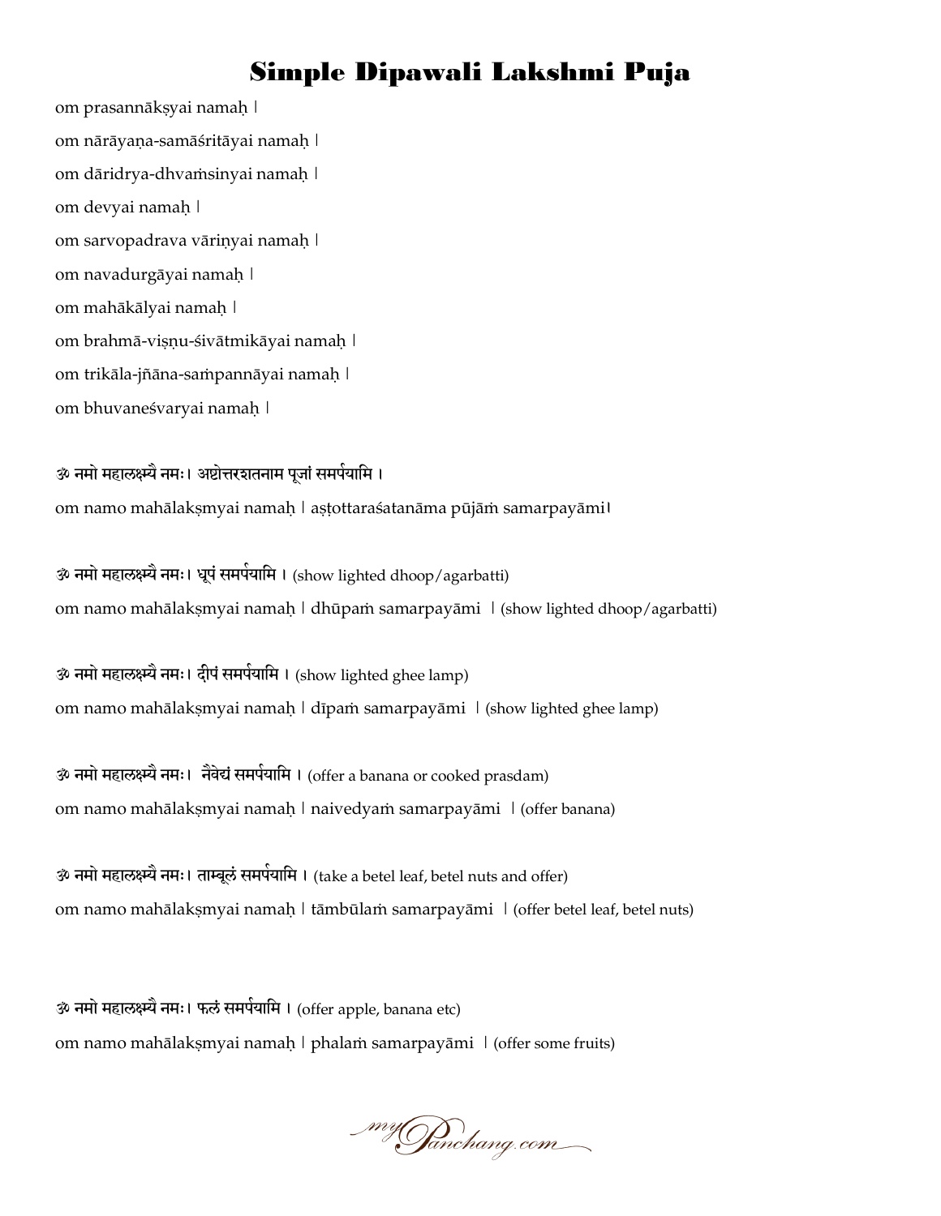# Simple Dipawali Lakshmi Puja

om prasannākṣyai namaḥ ।

om nārāyaṇa-samāśritāyai namaḥ ।

om dāridrya-dhvaṁsinyai namaḥ ।

om devyai namaḥ ।

om sarvopadrava vāriṇyai namaḥ ।

om navadurgāyai namaḥ ।

om mahākālyai namaḥ ।

om brahmā-viṣṇu-śivātmikāyai namaḥ ।

om trikāla-jñāna-saṁpannāyai namaḥ ।

om bhuvaneśvaryai namaḥ ।

**ॐ नमो महालक्ष्म्यै नमः। अष्टोत्तरशतनाम पूजां समर्पयामि ।**

om namo mahālakṣmyai namaḥ । aṣṭottaraśatanāma pūjāṁ samarpayāmi।

**ॐ नमो महालक्ष्म्यै नमः। धूपं समर्पयामि ।** (show lighted dhoop/agarbatti)

om namo mahālakṣmyai namaḥ । dhūpaṁ samarpayāmi । (show lighted dhoop/agarbatti)

**ॐ नमो महालक्ष्म्यै नमः। दीपं समर्पयामि ।** (show lighted ghee lamp)

om namo mahālakṣmyai namaḥ । dīpaṁ samarpayāmi । (show lighted ghee lamp)

**ॐ नमो महालक्ष्म्यै नमः। नैवेद्यं समर्पयामि ।** (offer a banana or cooked prasdam)

om namo mahālakṣmyai namaḥ । naivedyaṁ samarpayāmi । (offer banana)

**ॐ नमो महालक्ष्म्यै नमः। ताम्बूलं समर्पयामि ।** (take a betel leaf, betel nuts and offer)

om namo mahālakṣmyai namaḥ । tāmbūlaṁ samarpayāmi । (offer betel leaf, betel nuts)

**ॐ नमो महालक्ष्म्यै नमः। फलं समर्पयामि ।** (offer apple, banana etc)

om namo mahālakṣmyai namaḥ । phalaṁ samarpayāmi । (offer some fruits)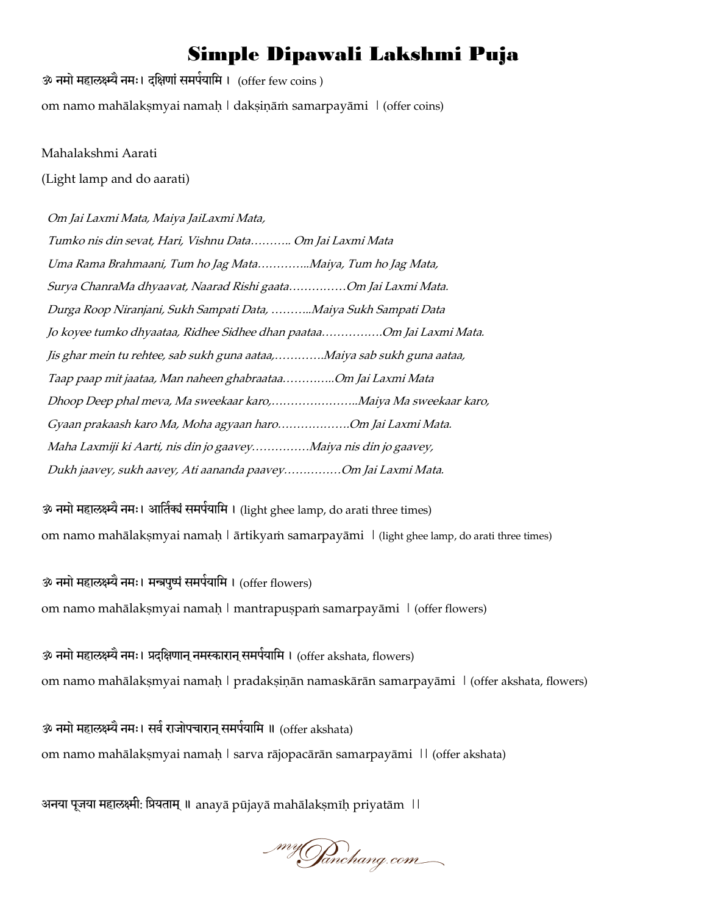# Simple Dipawali Lakshmi Puja

ॐ नमो महालक्ष्म्यै नमः। दक्षिणां समर्पयामि । (offer few coins )

om namo mahālakṣmyai namaḥ | dakṣiṇāṁ samarpayāmi | (offer coins)

Mahalakshmi Aarati

(Light lamp and do aarati)

*Om Jai Laxmi Mata, Maiya JaiLaxmi Mata,*
*Tumko nis din sevat, Hari, Vishnu Data……….. Om Jai Laxmi Mata*
*Uma Rama Brahmaani, Tum ho Jag Mata…………..Maiya, Tum ho Jag Mata,*
*Surya ChanraMa dhyaavat, Naarad Rishi gaata……………Om Jai Laxmi Mata.*
*Durga Roop Niranjani, Sukh Sampati Data, ………..Maiya Sukh Sampati Data*
*Jo koyee tumko dhyaataa, Ridhee Sidhee dhan paataa…………….Om Jai Laxmi Mata.*
*Jis ghar mein tu rehtee, sab sukh guna aataa,………….Maiya sab sukh guna aataa,*
*Taap paap mit jaataa, Man naheen ghabraataa…………..Om Jai Laxmi Mata*
*Dhoop Deep phal meva, Ma sweekaar karo,…………………..Maiya Ma sweekaar karo,*
*Gyaan prakaash karo Ma, Moha agyaan haro……………….Om Jai Laxmi Mata.*
*Maha Laxmiji ki Aarti, nis din jo gaavey……………Maiya nis din jo gaavey,*
*Dukh jaavey, sukh aavey, Ati aananda paavey……………Om Jai Laxmi Mata.*

ॐ नमो महालक्ष्म्यै नमः। आर्तिक्यं समर्पयामि । (light ghee lamp, do arati three times)

om namo mahālakṣmyai namaḥ | ārtikyaṁ samarpayāmi | (light ghee lamp, do arati three times)

ॐ नमो महालक्ष्म्यै नमः। मन्त्रपुष्पं समर्पयामि । (offer flowers)

om namo mahālakṣmyai namaḥ | mantrapuṣpaṁ samarpayāmi | (offer flowers)

ॐ नमो महालक्ष्म्यै नमः। प्रदक्षिणान् नमस्कारान् समर्पयामि । (offer akshata, flowers)

om namo mahālakṣmyai namaḥ | pradakṣiṇān namaskārān samarpayāmi | (offer akshata, flowers)

ॐ नमो महालक्ष्म्यै नमः। सर्व राजोपचारान् समर्पयामि ॥ (offer akshata)

om namo mahālakṣmyai namaḥ | sarva rājopacārān samarpayāmi || (offer akshata)

अनया पूजया महालक्ष्मी: प्रियताम् ॥ anayā pūjayā mahālakṣmīḥ priyatām ||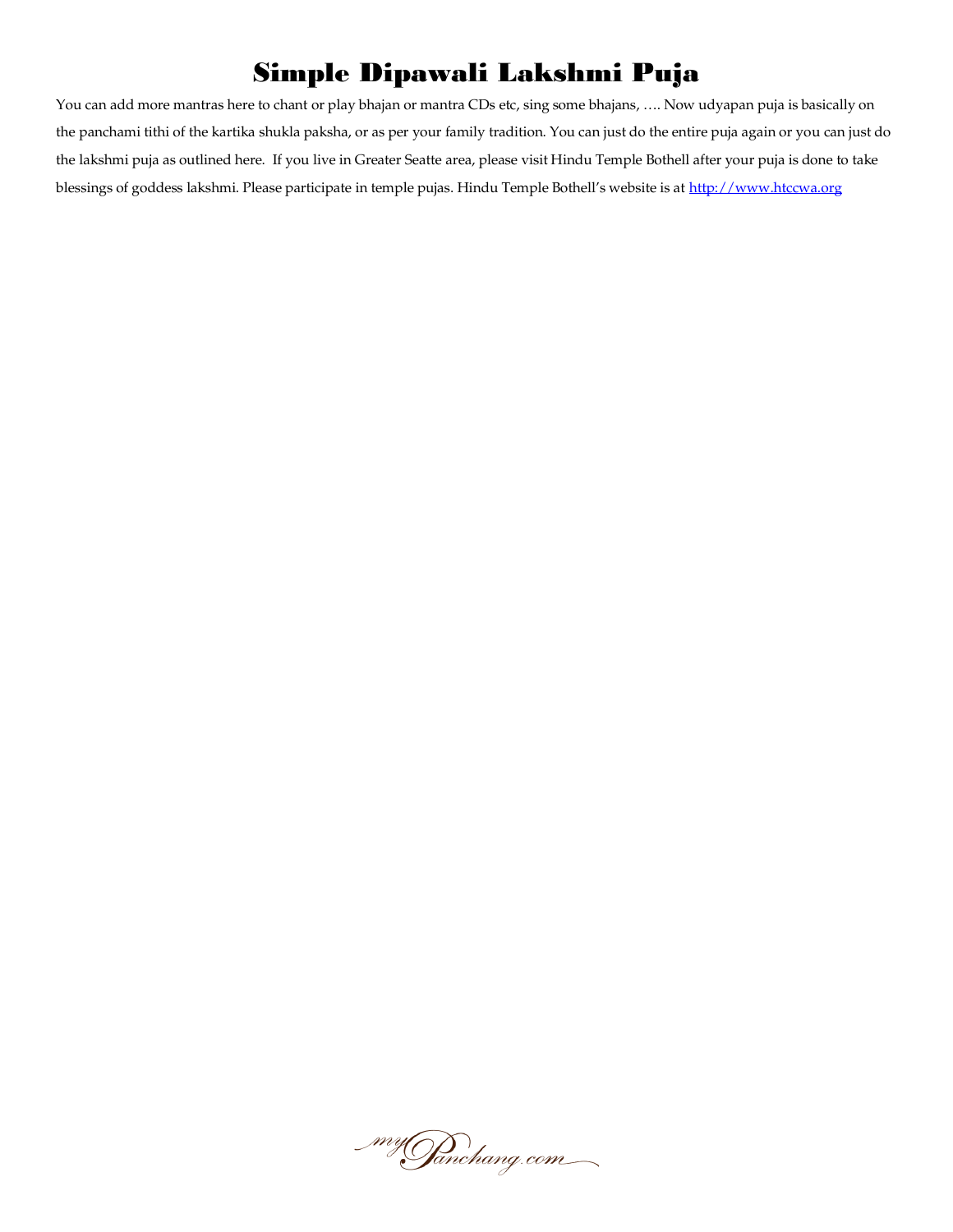# Simple Dipawali Lakshmi Puja

You can add more mantras here to chant or play bhajan or mantra CDs etc, sing some bhajans, …. Now udyapan puja is basically on the panchami tithi of the kartika shukla paksha, or as per your family tradition. You can just do the entire puja again or you can just do the lakshmi puja as outlined here. If you live in Greater Seatte area, please visit Hindu Temple Bothell after your puja is done to take blessings of goddess lakshmi. Please participate in temple pujas. Hindu Temple Bothell's website is at [http://www.htccwa.org](http://www.htccwa.org)